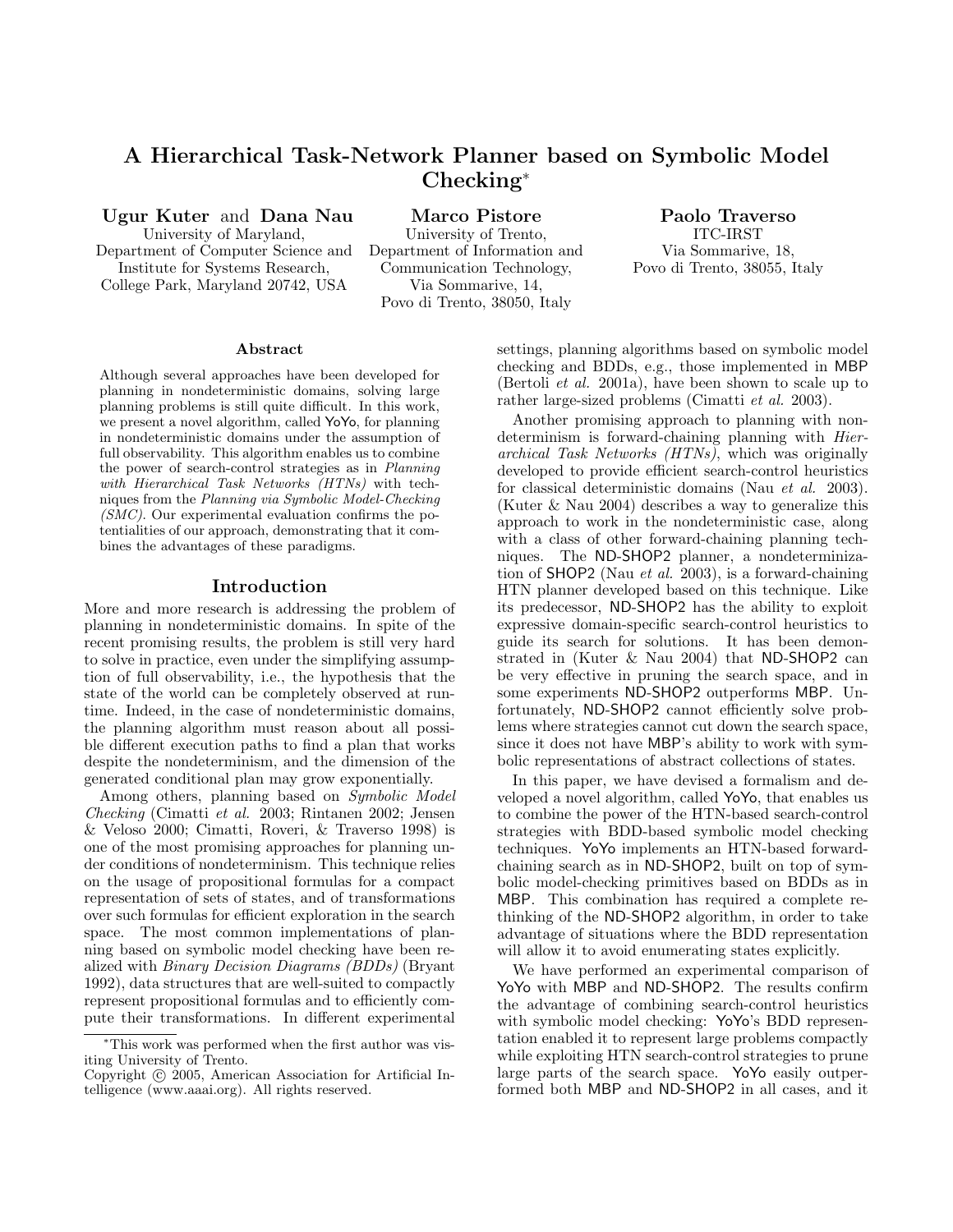# A Hierarchical Task-Network Planner based on Symbolic Model Checking*

**Ugur Kuter** and **Dana Nau**
University of Maryland,
Department of Computer Science and
Institute for Systems Research,
College Park, Maryland 20742, USA

**Marco Pistore**
University of Trento,
Department of Information and
Communication Technology,
Via Sommarive, 14,
Povo di Trento, 38050, Italy

**Paolo Traverso**
ITC-IRST
Via Sommarive, 18,
Povo di Trento, 38055, Italy

### Abstract

Although several approaches have been developed for planning in nondeterministic domains, solving large planning problems is still quite difficult. In this work, we present a novel algorithm, called YoYo, for planning in nondeterministic domains under the assumption of full observability. This algorithm enables us to combine the power of search-control strategies as in *Planning with Hierarchical Task Networks (HTNs)* with techniques from the *Planning via Symbolic Model-Checking (SMC)*. Our experimental evaluation confirms the potentialities of our approach, demonstrating that it combines the advantages of these paradigms.

## Introduction

More and more research is addressing the problem of planning in nondeterministic domains. In spite of the recent promising results, the problem is still very hard to solve in practice, even under the simplifying assumption of full observability, i.e., the hypothesis that the state of the world can be completely observed at runtime. Indeed, in the case of nondeterministic domains, the planning algorithm must reason about all possible different execution paths to find a plan that works despite the nondeterminism, and the dimension of the generated conditional plan may grow exponentially.

Among others, planning based on *Symbolic Model Checking* (Cimatti *et al.* 2003; Rintanen 2002; Jensen & Veloso 2000; Cimatti, Roveri, & Traverso 1998) is one of the most promising approaches for planning under conditions of nondeterminism. This technique relies on the usage of propositional formulas for a compact representation of sets of states, and of transformations over such formulas for efficient exploration in the search space. The most common implementations of planning based on symbolic model checking have been realized with *Binary Decision Diagrams (BDDs)* (Bryant 1992), data structures that are well-suited to compactly represent propositional formulas and to efficiently compute their transformations. In different experimental settings, planning algorithms based on symbolic model checking and BDDs, e.g., those implemented in MBP (Bertoli *et al.* 2001a), have been shown to scale up to rather large-sized problems (Cimatti *et al.* 2003).

Another promising approach to planning with nondeterminism is forward-chaining planning with *Hierarchical Task Networks (HTNs)*, which was originally developed to provide efficient search-control heuristics for classical deterministic domains (Nau *et al.* 2003). (Kuter & Nau 2004) describes a way to generalize this approach to work in the nondeterministic case, along with a class of other forward-chaining planning techniques. The ND-SHOP2 planner, a nondeterminization of SHOP2 (Nau *et al.* 2003), is a forward-chaining HTN planner developed based on this technique. Like its predecessor, ND-SHOP2 has the ability to exploit expressive domain-specific search-control heuristics to guide its search for solutions. It has been demonstrated in (Kuter & Nau 2004) that ND-SHOP2 can be very effective in pruning the search space, and in some experiments ND-SHOP2 outperforms MBP. Unfortunately, ND-SHOP2 cannot efficiently solve problems where strategies cannot cut down the search space, since it does not have MBP's ability to work with symbolic representations of abstract collections of states.

In this paper, we have devised a formalism and developed a novel algorithm, called YoYo, that enables us to combine the power of the HTN-based search-control strategies with BDD-based symbolic model checking techniques. YoYo implements an HTN-based forward-chaining search as in ND-SHOP2, built on top of symbolic model-checking primitives based on BDDs as in MBP. This combination has required a complete rethinking of the ND-SHOP2 algorithm, in order to take advantage of situations where the BDD representation will allow it to avoid enumerating states explicitly.

We have performed an experimental comparison of YoYo with MBP and ND-SHOP2. The results confirm the advantage of combining search-control heuristics with symbolic model checking: YoYo's BDD representation enabled it to represent large problems compactly while exploiting HTN search-control strategies to prune large parts of the search space. YoYo easily outperformed both MBP and ND-SHOP2 in all cases, and it

---

*This work was performed when the first author was visiting University of Trento.
Copyright © 2005, American Association for Artificial Intelligence (www.aaai.org). All rights reserved.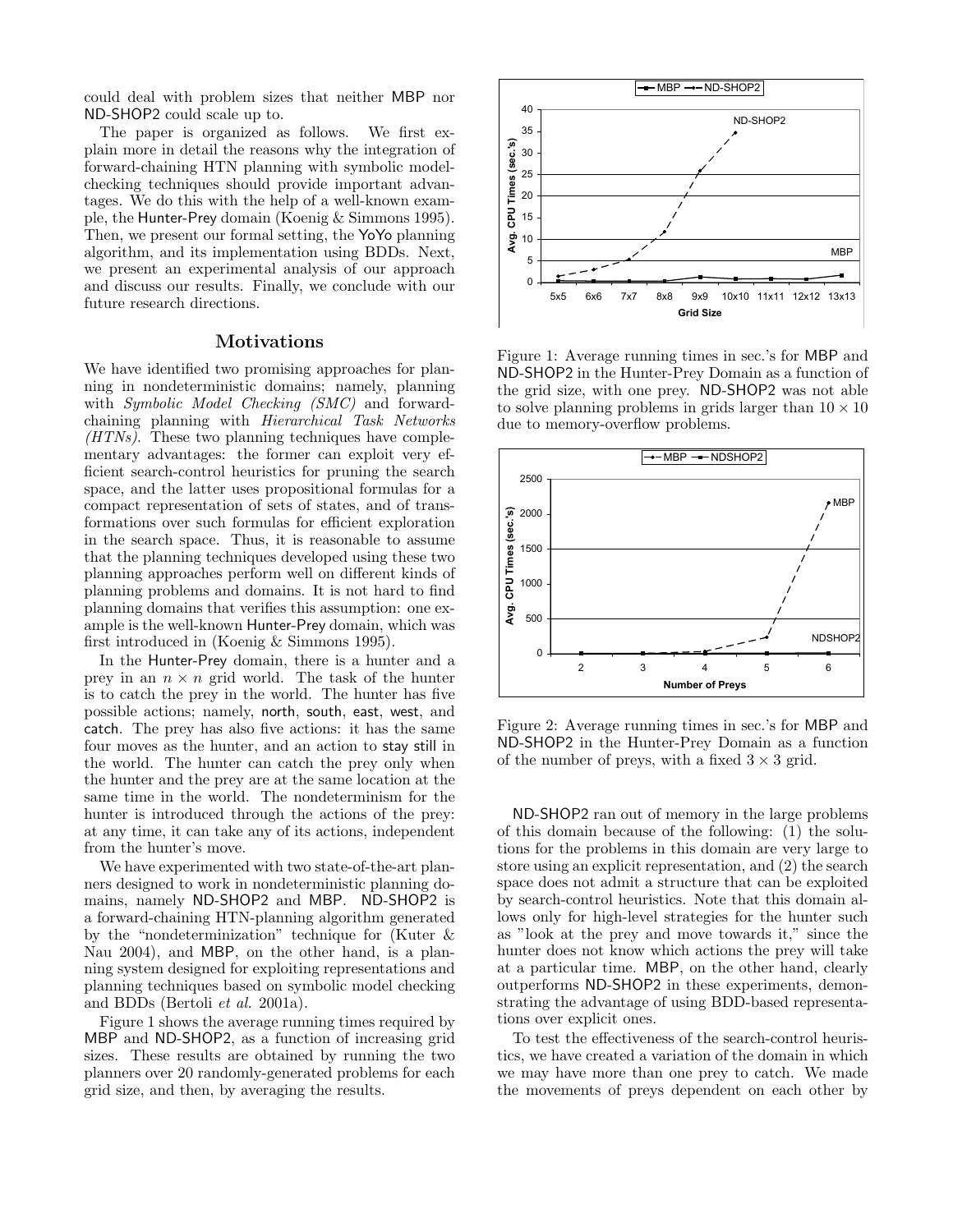could deal with problem sizes that neither MBP nor ND-SHOP2 could scale up to.

The paper is organized as follows. We first explain more in detail the reasons why the integration of forward-chaining HTN planning with symbolic model-checking techniques should provide important advantages. We do this with the help of a well-known example, the Hunter-Prey domain (Koenig & Simmons 1995). Then, we present our formal setting, the YoYo planning algorithm, and its implementation using BDDs. Next, we present an experimental analysis of our approach and discuss our results. Finally, we conclude with our future research directions.

## Motivations

We have identified two promising approaches for planning in nondeterministic domains; namely, planning with *Symbolic Model Checking (SMC)* and forward-chaining planning with *Hierarchical Task Networks (HTNs)*. These two planning techniques have complementary advantages: the former can exploit very efficient search-control heuristics for pruning the search space, and the latter uses propositional formulas for a compact representation of sets of states, and of transformations over such formulas for efficient exploration in the search space. Thus, it is reasonable to assume that the planning techniques developed using these two planning approaches perform well on different kinds of planning problems and domains. It is not hard to find planning domains that verifies this assumption: one example is the well-known Hunter-Prey domain, which was first introduced in (Koenig & Simmons 1995).

In the Hunter-Prey domain, there is a hunter and a prey in an $n \times n$ grid world. The task of the hunter is to catch the prey in the world. The hunter has five possible actions; namely, north, south, east, west, and catch. The prey has also five actions: it has the same four moves as the hunter, and an action to stay still in the world. The hunter can catch the prey only when the hunter and the prey are at the same location at the same time in the world. The nondeterminism for the hunter is introduced through the actions of the prey: at any time, it can take any of its actions, independent from the hunter's move.

We have experimented with two state-of-the-art planners designed to work in nondeterministic planning domains, namely ND-SHOP2 and MBP. ND-SHOP2 is a forward-chaining HTN-planning algorithm generated by the "nondeterminization" technique for (Kuter & Nau 2004), and MBP, on the other hand, is a planning system designed for exploiting representations and planning techniques based on symbolic model checking and BDDs (Bertoli *et al.* 2001a).

Figure 1 shows the average running times required by MBP and ND-SHOP2, as a function of increasing grid sizes. These results are obtained by running the two planners over 20 randomly-generated problems for each grid size, and then, by averaging the results.

Figure 1: Average running times in sec.'s for MBP and ND-SHOP2 in the Hunter-Prey Domain as a function of the grid size, with one prey. ND-SHOP2 was not able to solve planning problems in grids larger than $10 \times 10$ due to memory-overflow problems.

Figure 2: Average running times in sec.'s for MBP and ND-SHOP2 in the Hunter-Prey Domain as a function of the number of preys, with a fixed $3 \times 3$ grid.

ND-SHOP2 ran out of memory in the large problems of this domain because of the following: (1) the solutions for the problems in this domain are very large to store using an explicit representation, and (2) the search space does not admit a structure that can be exploited by search-control heuristics. Note that this domain allows only for high-level strategies for the hunter such as "look at the prey and move towards it," since the hunter does not know which actions the prey will take at a particular time. MBP, on the other hand, clearly outperforms ND-SHOP2 in these experiments, demonstrating the advantage of using BDD-based representations over explicit ones.

To test the effectiveness of the search-control heuristics, we have created a variation of the domain in which we may have more than one prey to catch. We made the movements of preys dependent on each other by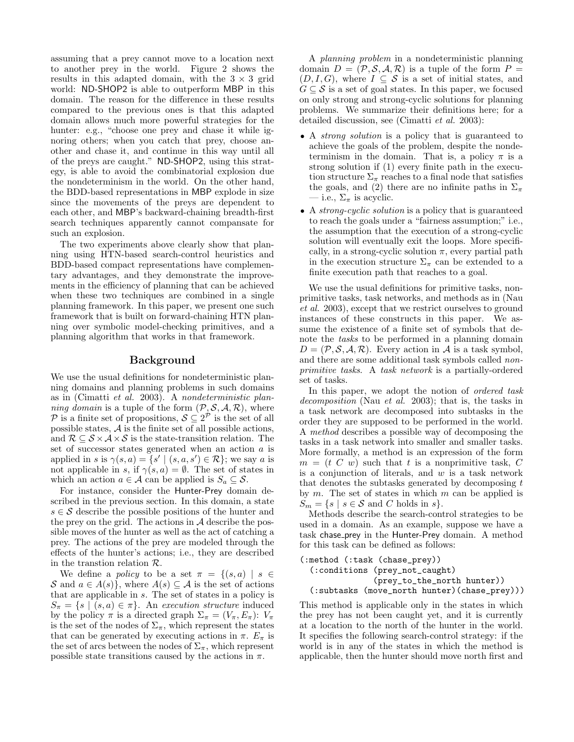assuming that a prey cannot move to a location next to another prey in the world. Figure 2 shows the results in this adapted domain, with the $3 \times 3$ grid world: ND-SHOP2 is able to outperform MBP in this domain. The reason for the difference in these results compared to the previous ones is that this adapted domain allows much more powerful strategies for the hunter: e.g., "choose one prey and chase it while ignoring others; when you catch that prey, choose another and chase it, and continue in this way until all of the preys are caught." ND-SHOP2, using this strategy, is able to avoid the combinatorial explosion due the nondeterminism in the world. On the other hand, the BDD-based representations in MBP explode in size since the movements of the preys are dependent to each other, and MBP's backward-chaining breadth-first search techniques apparently cannot compansate for such an explosion.

The two experiments above clearly show that planning using HTN-based search-control heuristics and BDD-based compact representations have complementary advantages, and they demonstrate the improvements in the efficiency of planning that can be achieved when these two techniques are combined in a single planning framework. In this paper, we present one such framework that is built on forward-chaining HTN planning over symbolic model-checking primitives, and a planning algorithm that works in that framework.

## Background

We use the usual definitions for nondeterministic planning domains and planning problems in such domains as in (Cimatti *et al.* 2003). A *nondeterministic planning domain* is a tuple of the form $(\mathcal{P}, \mathcal{S}, \mathcal{A}, \mathcal{R})$, where $\mathcal{P}$ is a finite set of propositions, $\mathcal{S} \subseteq 2^{\mathcal{P}}$ is the set of all possible states, $\mathcal{A}$ is the finite set of all possible actions, and $\mathcal{R} \subseteq \mathcal{S} \times \mathcal{A} \times \mathcal{S}$ is the state-transition relation. The set of successor states generated when an action $a$ is applied in $s$ is $\gamma(s, a) = \{s' \mid (s, a, s') \in \mathcal{R}\}$; we say $a$ is not applicable in $s$, if $\gamma(s, a) = \emptyset$. The set of states in which an action $a \in \mathcal{A}$ can be applied is $S_a \subseteq \mathcal{S}$.

For instance, consider the Hunter-Prey domain described in the previous section. In this domain, a state $s \in \mathcal{S}$ describe the possible positions of the hunter and the prey on the grid. The actions in $\mathcal{A}$ describe the possible moves of the hunter as well as the act of catching a prey. The actions of the prey are modeled through the effects of the hunter's actions; i.e., they are described in the transtion relation $\mathcal{R}$.

We define a *policy* to be a set $\pi = \{(s, a) \mid s \in \mathcal{S}$ and $a \in A(s)\}$, where $A(s) \subseteq \mathcal{A}$ is the set of actions that are applicable in $s$. The set of states in a policy is $S_\pi = \{s \mid (s, a) \in \pi\}$. An *execution structure* induced by the policy $\pi$ is a directed graph $\Sigma_\pi = (V_\pi, E_\pi)$: $V_\pi$ is the set of the nodes of $\Sigma_\pi$, which represent the states that can be generated by executing actions in $\pi$. $E_\pi$ is the set of arcs between the nodes of $\Sigma_\pi$, which represent possible state transitions caused by the actions in $\pi$.

A *planning problem* in a nondeterministic planning domain $D = (\mathcal{P}, \mathcal{S}, \mathcal{A}, \mathcal{R})$ is a tuple of the form $P = (D, I, G)$, where $I \subseteq \mathcal{S}$ is a set of initial states, and $G \subseteq \mathcal{S}$ is a set of goal states. In this paper, we focused on only strong and strong-cyclic solutions for planning problems. We summarize their definitions here; for a detailed discussion, see (Cimatti *et al.* 2003):

- A *strong solution* is a policy that is guaranteed to achieve the goals of the problem, despite the nondeterminism in the domain. That is, a policy $\pi$ is a strong solution if (1) every finite path in the execution structure $\Sigma_\pi$ reaches to a final node that satisfies the goals, and (2) there are no infinite paths in $\Sigma_\pi$ — i.e., $\Sigma_\pi$ is acyclic.
- A *strong-cyclic solution* is a policy that is guaranteed to reach the goals under a "fairness assumption;" i.e., the assumption that the execution of a strong-cyclic solution will eventually exit the loops. More specifically, in a strong-cyclic solution $\pi$, every partial path in the execution structure $\Sigma_\pi$ can be extended to a finite execution path that reaches to a goal.

We use the usual definitions for primitive tasks, nonprimitive tasks, task networks, and methods as in (Nau *et al.* 2003), except that we restrict ourselves to ground instances of these constructs in this paper. We assume the existence of a finite set of symbols that denote the *tasks* to be performed in a planning domain $D = (\mathcal{P}, \mathcal{S}, \mathcal{A}, \mathcal{R})$. Every action in $\mathcal{A}$ is a task symbol, and there are some additional task symbols called *nonprimitive tasks*. A *task network* is a partially-ordered set of tasks.

In this paper, we adopt the notion of *ordered task decomposition* (Nau *et al.* 2003); that is, the tasks in a task network are decomposed into subtasks in the order they are supposed to be performed in the world. A *method* describes a possible way of decomposing the tasks in a task network into smaller and smaller tasks. More formally, a method is an expression of the form $m = (t\ C\ w)$ such that $t$ is a nonprimitive task, $C$ is a conjunction of literals, and $w$ is a task network that denotes the subtasks generated by decomposing $t$ by $m$. The set of states in which $m$ can be applied is $S_m = \{s \mid s \in \mathcal{S}$ and $C$ holds in $s\}$.

Methods describe the search-control strategies to be used in a domain. As an example, suppose we have a task chase_prey in the Hunter-Prey domain. A method for this task can be defined as follows:

```
(:method (:task (chase_prey))
  (:conditions (prey_not_caught)
               (prey_to_the_north hunter))
  (:subtasks (move_north hunter)(chase_prey)))
```

This method is applicable only in the states in which the prey has not been caught yet, and it is currently at a location to the north of the hunter in the world. It specifies the following search-control strategy: if the world is in any of the states in which the method is applicable, then the hunter should move north first and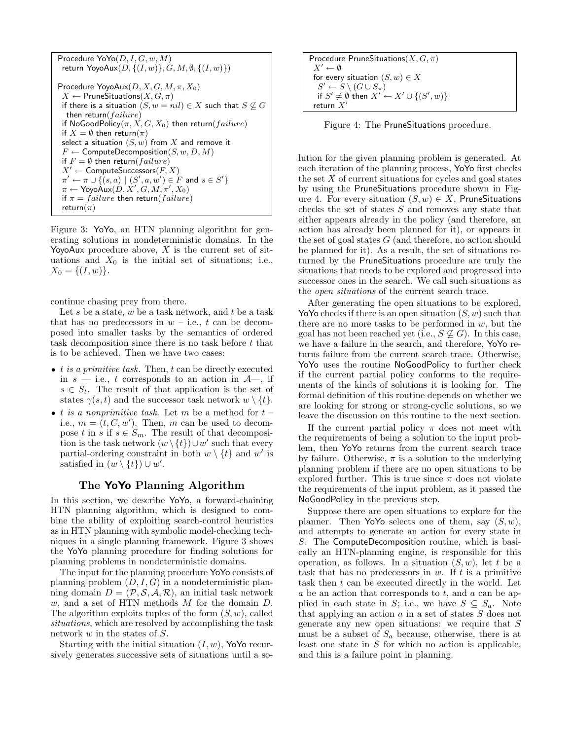```
Procedure YoYo(D, I, G, w, M)
  return YoyoAux(D, {(I, w)}, G, M, ∅, {(I, w)})

Procedure YoyoAux(D, X, G, M, π, X_0)
  X ← PruneSituations(X, G, π)
  if there is a situation (S, w = nil) ∈ X such that S ⊈ G
    then return(failure)
  if NoGoodPolicy(π, X, G, X_0) then return(failure)
  if X = ∅ then return(π)
  select a situation (S, w) from X and remove it
  F ← ComputeDecomposition(S, w, D, M)
  if F = ∅ then return(failure)
  X' ← ComputeSuccessors(F, X)
  π' ← π ∪ {(s, a) | (S', a, w') ∈ F and s ∈ S'}
  π ← YoyoAux(D, X', G, M, π', X_0)
  if π = failure then return(failure)
  return(π)
```

Figure 3: YoYo, an HTN planning algorithm for generating solutions in nondeterministic domains. In the YoyoAux procedure above, $X$ is the current set of situations and $X_0$ is the initial set of situations; i.e., $X_0 = \{(I, w)\}$.

continue chasing prey from there.

Let $s$ be a state, $w$ be a task network, and $t$ be a task that has no predecessors in $w$ – i.e., $t$ can be decomposed into smaller tasks by the semantics of ordered task decomposition since there is no task before $t$ that is to be achieved. Then we have two cases:

- *$t$ is a primitive task.* Then, $t$ can be directly executed in $s$ — i.e., $t$ corresponds to an action in $\mathcal{A}$—, if $s \in S_t$. The result of that application is the set of states $\gamma(s, t)$ and the successor task network $w \setminus \{t\}$.
- *$t$ is a nonprimitive task.* Let $m$ be a method for $t$ – i.e., $m = (t, C, w')$. Then, $m$ can be used to decompose $t$ in $s$ if $s \in S_m$. The result of that decomposition is the task network $(w \setminus \{t\}) \cup w'$ such that every partial-ordering constraint in both $w \setminus \{t\}$ and $w'$ is satisfied in $(w \setminus \{t\}) \cup w'$.

## The **YoYo** Planning Algorithm

In this section, we describe YoYo, a forward-chaining HTN planning algorithm, which is designed to combine the ability of exploiting search-control heuristics as in HTN planning with symbolic model-checking techniques in a single planning framework. Figure 3 shows the YoYo planning procedure for finding solutions for planning problems in nondeterministic domains.

The input for the planning procedure YoYo consists of planning problem $(D, I, G)$ in a nondeterministic planning domain $D = (\mathcal{P}, \mathcal{S}, \mathcal{A}, \mathcal{R})$, an initial task network $w$, and a set of HTN methods $M$ for the domain $D$. The algorithm exploits tuples of the form $(S, w)$, called *situations*, which are resolved by accomplishing the task network $w$ in the states of $S$.

Starting with the initial situation $(I, w)$, YoYo recursively generates successive sets of situations until a solution for the given planning problem is generated. At each iteration of the planning process, YoYo first checks the set $X$ of current situations for cycles and goal states by using the PruneSituations procedure shown in Figure 4. For every situation $(S, w) \in X$, PruneSituations checks the set of states $S$ and removes any state that either appears already in the policy (and therefore, an action has already been planned for it), or appears in the set of goal states $G$ (and therefore, no action should be planned for it). As a result, the set of situations returned by the PruneSituations procedure are truly the situations that needs to be explored and progressed into successor ones in the search. We call such situations as the *open situations* of the current search trace.

```
Procedure PruneSituations(X, G, π)
  X' ← ∅
  for every situation (S, w) ∈ X
    S' ← S \ (G ∪ S_π)
    if S' ≠ ∅ then X' ← X' ∪ {(S', w)}
  return X'
```

Figure 4: The PruneSituations procedure.

After generating the open situations to be explored, YoYo checks if there is an open situation $(S, w)$ such that there are no more tasks to be performed in $w$, but the goal has not been reached yet (i.e., $S \not\subseteq G$). In this case, we have a failure in the search, and therefore, YoYo returns failure from the current search trace. Otherwise, YoYo uses the routine NoGoodPolicy to further check if the current partial policy conforms to the requirements of the kinds of solutions it is looking for. The formal definition of this routine depends on whether we are looking for strong or strong-cyclic solutions, so we leave the discussion on this routine to the next section.

If the current partial policy $\pi$ does not meet with the requirements of being a solution to the input problem, then YoYo returns from the current search trace by failure. Otherwise, $\pi$ is a solution to the underlying planning problem if there are no open situations to be explored further. This is true since $\pi$ does not violate the requirements of the input problem, as it passed the NoGoodPolicy in the previous step.

Suppose there are open situations to explore for the planner. Then YoYo selects one of them, say $(S, w)$, and attempts to generate an action for every state in $S$. The ComputeDecomposition routine, which is basically an HTN-planning engine, is responsible for this operation, as follows. In a situation $(S, w)$, let $t$ be a task that has no predecessors in $w$. If $t$ is a primitive task then $t$ can be executed directly in the world. Let $a$ be an action that corresponds to $t$, and $a$ can be applied in each state in $S$; i.e., we have $S \subseteq S_a$. Note that applying an action $a$ in a set of states $S$ does not generate any new open situations: we require that $S$ must be a subset of $S_a$ because, otherwise, there is at least one state in $S$ for which no action is applicable, and this is a failure point in planning.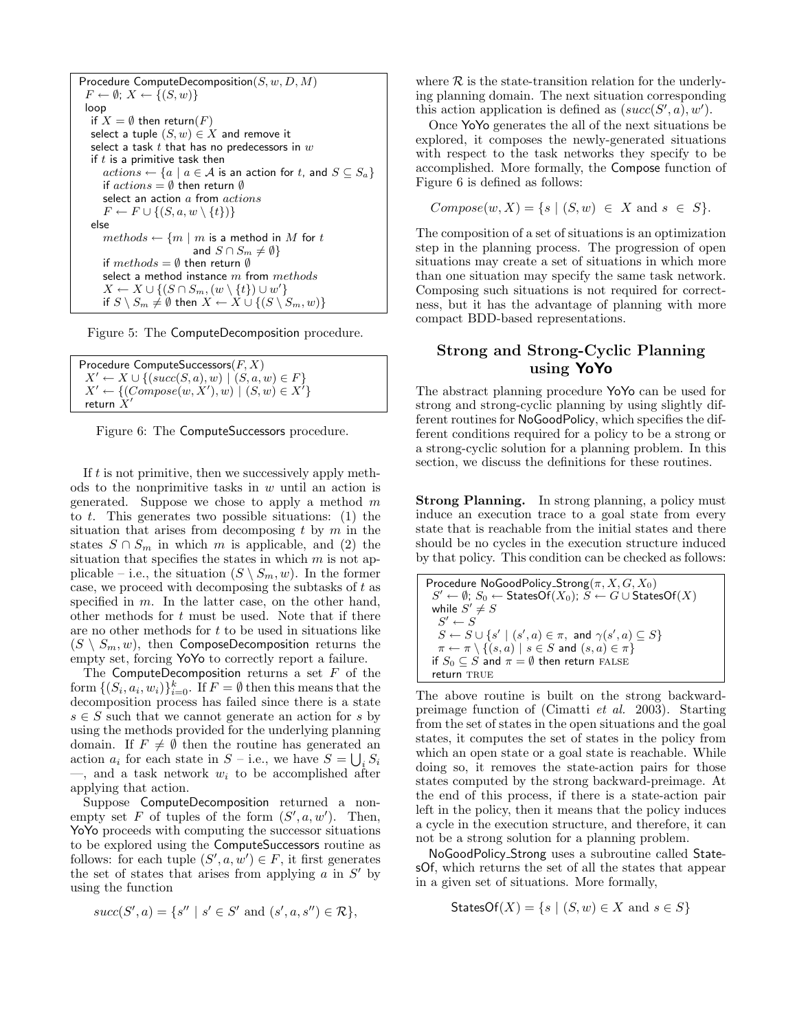```
Procedure ComputeDecomposition(S, w, D, M)
  F ← ∅; X ← {(S, w)}
  loop
    if X = ∅ then return(F)
    select a tuple (S, w) ∈ X and remove it
    select a task t that has no predecessors in w
    if t is a primitive task then
      actions ← {a | a ∈ A is an action for t, and S ⊆ S_a}
      if actions = ∅ then return ∅
      select an action a from actions
      F ← F ∪ {(S, a, w \ {t})}
    else
      methods ← {m | m is a method in M for t
                     and S ∩ S_m ≠ ∅}
      if methods = ∅ then return ∅
      select a method instance m from methods
      X ← X ∪ {(S ∩ S_m, (w \ {t}) ∪ w')}
      if S \ S_m ≠ ∅ then X ← X ∪ {(S \ S_m, w)}
```

Figure 5: The ComputeDecomposition procedure.

```
Procedure ComputeSuccessors(F, X)
  X' ← X ∪ {(succ(S, a), w) | (S, a, w) ∈ F}
  X' ← {(Compose(w, X'), w) | (S, w) ∈ X'}
  return X'
```

Figure 6: The ComputeSuccessors procedure.

If $t$ is not primitive, then we successively apply methods to the nonprimitive tasks in $w$ until an action is generated. Suppose we chose to apply a method $m$ to $t$. This generates two possible situations: (1) the situation that arises from decomposing $t$ by $m$ in the states $S \cap S_m$ in which $m$ is applicable, and (2) the situation that specifies the states in which $m$ is not applicable – i.e., the situation $(S \setminus S_m, w)$. In the former case, we proceed with decomposing the subtasks of $t$ as specified in $m$. In the latter case, on the other hand, other methods for $t$ must be used. Note that if there are no other methods for $t$ to be used in situations like $(S \setminus S_m, w)$, then ComposeDecomposition returns the empty set, forcing YoYo to correctly report a failure.

The ComputeDecomposition returns a set $F$ of the form $\{(S_i, a_i, w_i)\}_{i=0}^{k}$. If $F = \emptyset$ then this means that the decomposition process has failed since there is a state $s \in S$ such that we cannot generate an action for $s$ by using the methods provided for the underlying planning domain. If $F \neq \emptyset$ then the routine has generated an action $a_i$ for each state in $S$ – i.e., we have $S = \bigcup_i S_i$ —, and a task network $w_i$ to be accomplished after applying that action.

Suppose ComputeDecomposition returned a nonempty set $F$ of tuples of the form $(S', a, w')$. Then, YoYo proceeds with computing the successor situations to be explored using the ComputeSuccessors routine as follows: for each tuple $(S', a, w') \in F$, it first generates the set of states that arises from applying $a$ in $S'$ by using the function

$$succ(S', a) = \{s'' \mid s' \in S' \text{ and } (s', a, s'') \in \mathcal{R}\},$$

where $\mathcal{R}$ is the state-transition relation for the underlying planning domain. The next situation corresponding this action application is defined as $(succ(S', a), w')$.

Once YoYo generates the all of the next situations be explored, it composes the newly-generated situations with respect to the task networks they specify to be accomplished. More formally, the Compose function of Figure 6 is defined as follows:

$$Compose(w, X) = \{s \mid (S, w) \in X \text{ and } s \in S\}.$$

The composition of a set of situations is an optimization step in the planning process. The progression of open situations may create a set of situations in which more than one situation may specify the same task network. Composing such situations is not required for correctness, but it has the advantage of planning with more compact BDD-based representations.

## Strong and Strong-Cyclic Planning using YoYo

The abstract planning procedure YoYo can be used for strong and strong-cyclic planning by using slightly different routines for NoGoodPolicy, which specifies the different conditions required for a policy to be a strong or a strong-cyclic solution for a planning problem. In this section, we discuss the definitions for these routines.

**Strong Planning.** In strong planning, a policy must induce an execution trace to a goal state from every state that is reachable from the initial states and there should be no cycles in the execution structure induced by that policy. This condition can be checked as follows:

```
Procedure NoGoodPolicy_Strong(π, X, G, X_0)
  S' ← ∅; S_0 ← StatesOf(X_0); S ← G ∪ StatesOf(X)
  while S' ≠ S
    S' ← S
    S ← S ∪ {s' | (s', a) ∈ π, and γ(s', a) ⊆ S}
    π ← π \ {(s, a) | s ∈ S and (s, a) ∈ π}
  if S_0 ⊆ S and π = ∅ then return FALSE
  return TRUE
```

The above routine is built on the strong backward-preimage function of (Cimatti *et al.* 2003). Starting from the set of states in the open situations and the goal states, it computes the set of states in the policy from which an open state or a goal state is reachable. While doing so, it removes the state-action pairs for those states computed by the strong backward-preimage. At the end of this process, if there is a state-action pair left in the policy, then it means that the policy induces a cycle in the execution structure, and therefore, it can not be a strong solution for a planning problem.

NoGoodPolicy_Strong uses a subroutine called StatesOf, which returns the set of all the states that appear in a given set of situations. More formally,

$$\mathsf{StatesOf}(X) = \{s \mid (S, w) \in X \text{ and } s \in S\}$$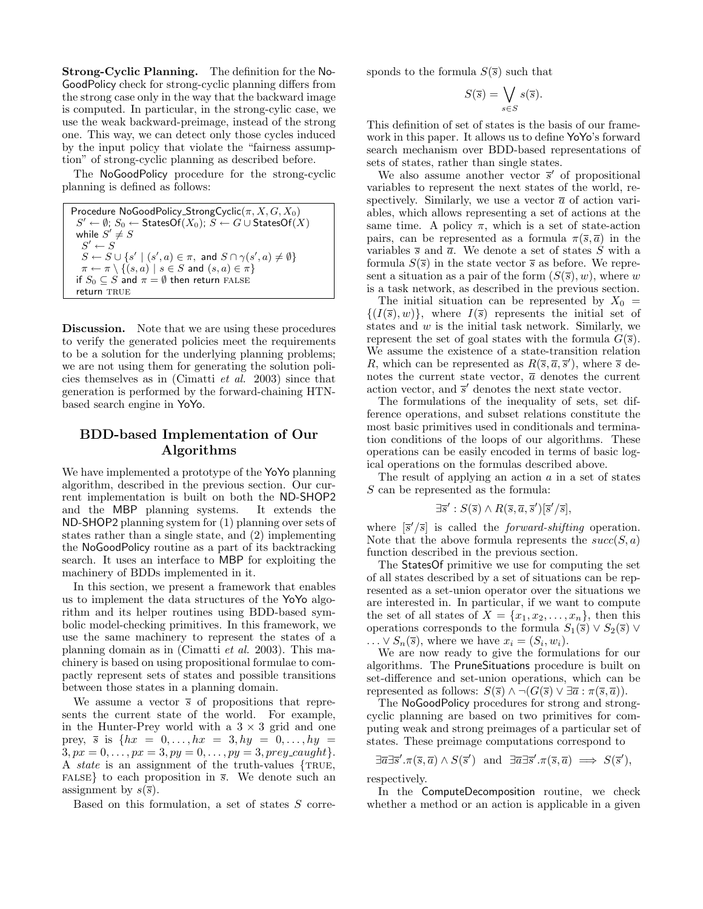**Strong-Cyclic Planning.** The definition for the NoGoodPolicy check for strong-cyclic planning differs from the strong case only in the way that the backward image is computed. In particular, in the strong-cylic case, we use the weak backward-preimage, instead of the strong one. This way, we can detect only those cycles induced by the input policy that violate the "fairness assumption" of strong-cyclic planning as described before.

The NoGoodPolicy procedure for the strong-cyclic planning is defined as follows:

```
Procedure NoGoodPolicy_StrongCyclic(π, X, G, X0)
  S' ← ∅; S0 ← StatesOf(X0); S ← G ∪ StatesOf(X)
  while S' ≠ S
    S' ← S
    S ← S ∪ {s' | (s', a) ∈ π, and S ∩ γ(s', a) ≠ ∅}
    π ← π \ {(s, a) | s ∈ S and (s, a) ∈ π}
  if S0 ⊆ S and π = ∅ then return FALSE
  return TRUE
```

**Discussion.** Note that we are using these procedures to verify the generated policies meet the requirements to be a solution for the underlying planning problems; we are not using them for generating the solution policies themselves as in (Cimatti *et al.* 2003) since that generation is performed by the forward-chaining HTN-based search engine in YoYo.

## BDD-based Implementation of Our Algorithms

We have implemented a prototype of the YoYo planning algorithm, described in the previous section. Our current implementation is built on both the ND-SHOP2 and the MBP planning systems. It extends the ND-SHOP2 planning system for (1) planning over sets of states rather than a single state, and (2) implementing the NoGoodPolicy routine as a part of its backtracking search. It uses an interface to MBP for exploiting the machinery of BDDs implemented in it.

In this section, we present a framework that enables us to implement the data structures of the YoYo algorithm and its helper routines using BDD-based symbolic model-checking primitives. In this framework, we use the same machinery to represent the states of a planning domain as in (Cimatti *et al.* 2003). This machinery is based on using propositional formulae to compactly represent sets of states and possible transitions between those states in a planning domain.

We assume a vector $\overline{s}$ of propositions that represents the current state of the world. For example, in the Hunter-Prey world with a $3 \times 3$ grid and one prey, $\overline{s}$ is $\{hx = 0, \ldots, hx = 3, hy = 0, \ldots, hy = 3, px = 0, \ldots, px = 3, py = 0, \ldots, py = 3, prey\_caught\}$. A *state* is an assignment of the truth-values {TRUE, FALSE} to each proposition in $\overline{s}$. We denote such an assignment by $s(\overline{s})$.

Based on this formulation, a set of states $S$ corresponds to the formula $S(\overline{s})$ such that

$$S(\overline{s}) = \bigvee_{s \in S} s(\overline{s}).$$

This definition of set of states is the basis of our framework in this paper. It allows us to define YoYo's forward search mechanism over BDD-based representations of sets of states, rather than single states.

We also assume another vector $\overline{s}'$ of propositional variables to represent the next states of the world, respectively. Similarly, we use a vector $\overline{a}$ of action variables, which allows representing a set of actions at the same time. A policy $\pi$, which is a set of state-action pairs, can be represented as a formula $\pi(\overline{s}, \overline{a})$ in the variables $\overline{s}$ and $\overline{a}$. We denote a set of states $S$ with a formula $S(\overline{s})$ in the state vector $\overline{s}$ as before. We represent a situation as a pair of the form $(S(\overline{s}), w)$, where $w$ is a task network, as described in the previous section.

The initial situation can be represented by $X_0 = \{(I(\overline{s}), w)\}$, where $I(\overline{s})$ represents the initial set of states and $w$ is the initial task network. Similarly, we represent the set of goal states with the formula $G(\overline{s})$. We assume the existence of a state-transition relation $R$, which can be represented as $R(\overline{s}, \overline{a}, \overline{s}')$, where $\overline{s}$ denotes the current state vector, $\overline{a}$ denotes the current action vector, and $\overline{s}'$ denotes the next state vector.

The formulations of the inequality of sets, set difference operations, and subset relations constitute the most basic primitives used in conditionals and termination conditions of the loops of our algorithms. These operations can be easily encoded in terms of basic logical operations on the formulas described above.

The result of applying an action $a$ in a set of states $S$ can be represented as the formula:

$$\exists \overline{s}' : S(\overline{s}) \wedge R(\overline{s}, \overline{a}, \overline{s}')[\overline{s}'/\overline{s}],$$

where $[\overline{s}'/\overline{s}]$ is called the *forward-shifting* operation. Note that the above formula represents the $succ(S, a)$ function described in the previous section.

The StatesOf primitive we use for computing the set of all states described by a set of situations can be represented as a set-union operator over the situations we are interested in. In particular, if we want to compute the set of all states of $X = \{x_1, x_2, \ldots, x_n\}$, then this operations corresponds to the formula $S_1(\overline{s}) \vee S_2(\overline{s}) \vee \ldots \vee S_n(\overline{s})$, where we have $x_i = (S_i, w_i)$.

We are now ready to give the formulations for our algorithms. The PruneSituations procedure is built on set-difference and set-union operations, which can be represented as follows: $S(\overline{s}) \wedge \neg(G(\overline{s}) \vee \exists \overline{a} : \pi(\overline{s}, \overline{a}))$.

The NoGoodPolicy procedures for strong and strong-cyclic planning are based on two primitives for computing weak and strong preimages of a particular set of states. These preimage computations correspond to

$$\exists \overline{a} \exists \overline{s}'. \pi(\overline{s}, \overline{a}) \wedge S(\overline{s}') \;\; \text{and} \;\; \exists \overline{a} \exists \overline{s}'. \pi(\overline{s}, \overline{a}) \implies S(\overline{s}'),$$

respectively.

In the ComputeDecomposition routine, we check whether a method or an action is applicable in a given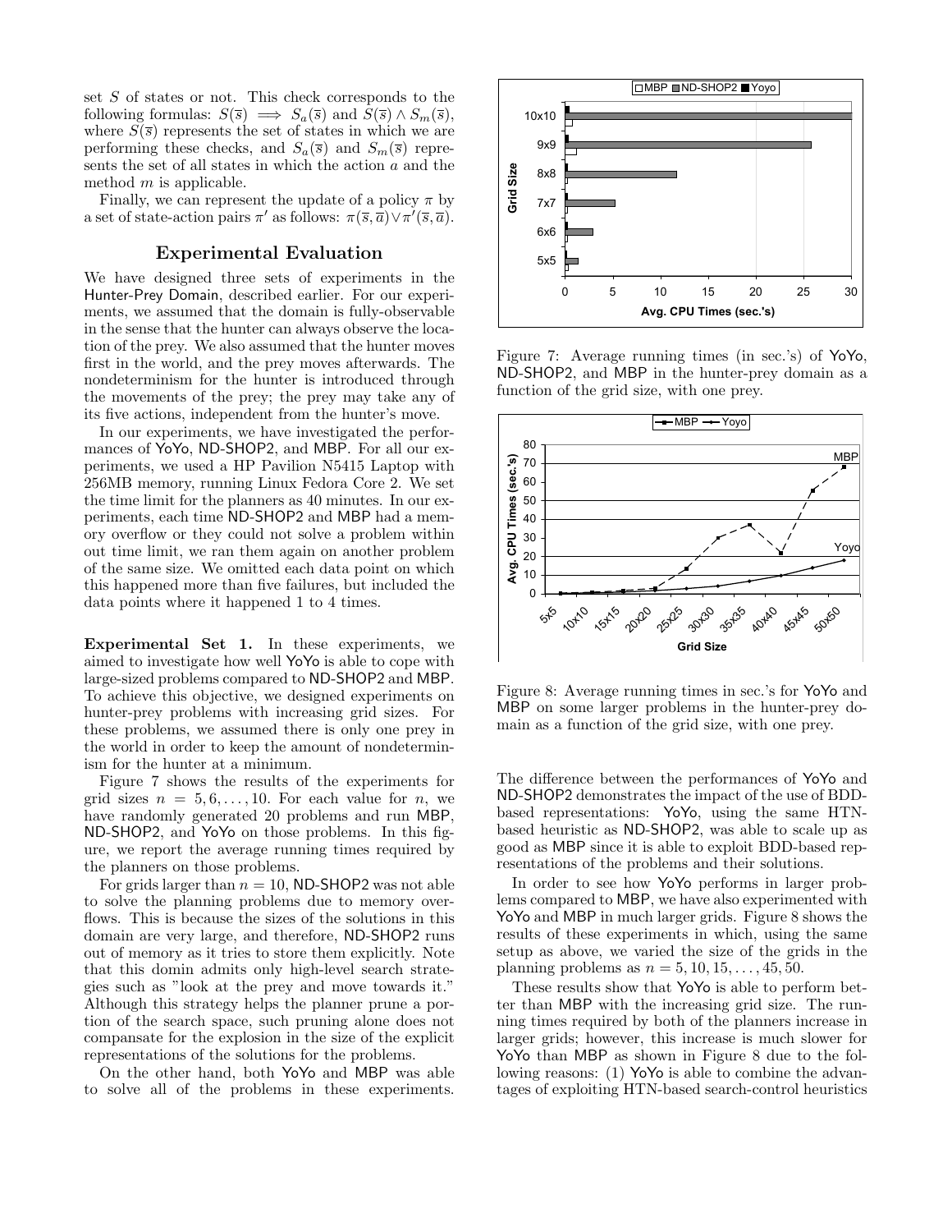set $S$ of states or not. This check corresponds to the following formulas: $S(\overline{s}) \implies S_a(\overline{s})$ and $S(\overline{s}) \wedge S_m(\overline{s})$, where $S(\overline{s})$ represents the set of states in which we are performing these checks, and $S_a(\overline{s})$ and $S_m(\overline{s})$ represents the set of all states in which the action $a$ and the method $m$ is applicable.

Finally, we can represent the update of a policy $\pi$ by a set of state-action pairs $\pi'$ as follows: $\pi(\overline{s}, \overline{a}) \vee \pi'(\overline{s}, \overline{a})$.

## Experimental Evaluation

We have designed three sets of experiments in the Hunter-Prey Domain, described earlier. For our experiments, we assumed that the domain is fully-observable in the sense that the hunter can always observe the location of the prey. We also assumed that the hunter moves first in the world, and the prey moves afterwards. The nondeterminism for the hunter is introduced through the movements of the prey; the prey may take any of its five actions, independent from the hunter's move.

In our experiments, we have investigated the performances of YoYo, ND-SHOP2, and MBP. For all our experiments, we used a HP Pavilion N5415 Laptop with 256MB memory, running Linux Fedora Core 2. We set the time limit for the planners as 40 minutes. In our experiments, each time ND-SHOP2 and MBP had a memory overflow or they could not solve a problem within out time limit, we ran them again on another problem of the same size. We omitted each data point on which this happened more than five failures, but included the data points where it happened 1 to 4 times.

**Experimental Set 1.** In these experiments, we aimed to investigate how well YoYo is able to cope with large-sized problems compared to ND-SHOP2 and MBP. To achieve this objective, we designed experiments on hunter-prey problems with increasing grid sizes. For these problems, we assumed there is only one prey in the world in order to keep the amount of nondeterminism for the hunter at a minimum.

Figure 7 shows the results of the experiments for grid sizes $n = 5, 6, \ldots, 10$. For each value for $n$, we have randomly generated 20 problems and run MBP, ND-SHOP2, and YoYo on those problems. In this figure, we report the average running times required by the planners on those problems.

For grids larger than $n = 10$, ND-SHOP2 was not able to solve the planning problems due to memory overflows. This is because the sizes of the solutions in this domain are very large, and therefore, ND-SHOP2 runs out of memory as it tries to store them explicitly. Note that this domin admits only high-level search strategies such as "look at the prey and move towards it." Although this strategy helps the planner prune a portion of the search space, such pruning alone does not compansate for the explosion in the size of the explicit representations of the solutions for the problems.

On the other hand, both YoYo and MBP was able to solve all of the problems in these experiments.

Figure 7: Average running times (in sec.'s) of YoYo, ND-SHOP2, and MBP in the hunter-prey domain as a function of the grid size, with one prey.

Figure 8: Average running times in sec.'s for YoYo and MBP on some larger problems in the hunter-prey domain as a function of the grid size, with one prey.

The difference between the performances of YoYo and ND-SHOP2 demonstrates the impact of the use of BDD-based representations: YoYo, using the same HTN-based heuristic as ND-SHOP2, was able to scale up as good as MBP since it is able to exploit BDD-based representations of the problems and their solutions.

In order to see how YoYo performs in larger problems compared to MBP, we have also experimented with YoYo and MBP in much larger grids. Figure 8 shows the results of these experiments in which, using the same setup as above, we varied the size of the grids in the planning problems as $n = 5, 10, 15, \ldots, 45, 50$.

These results show that YoYo is able to perform better than MBP with the increasing grid size. The running times required by both of the planners increase in larger grids; however, this increase is much slower for YoYo than MBP as shown in Figure 8 due to the following reasons: (1) YoYo is able to combine the advantages of exploiting HTN-based search-control heuristics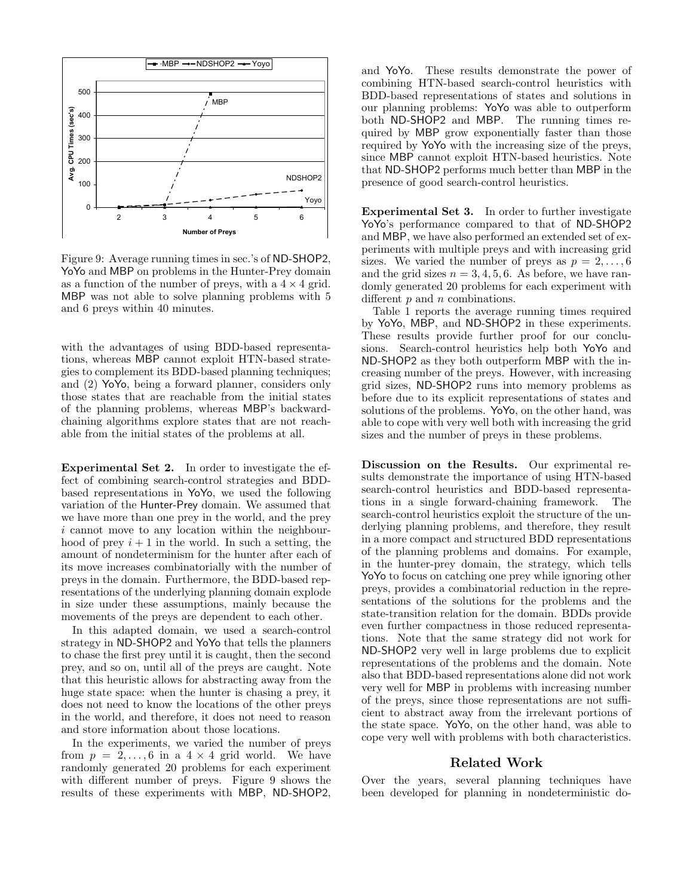Figure 9: Average running times in sec.'s of ND-SHOP2, YoYo and MBP on problems in the Hunter-Prey domain as a function of the number of preys, with a $4 \times 4$ grid. MBP was not able to solve planning problems with 5 and 6 preys within 40 minutes.

with the advantages of using BDD-based representations, whereas MBP cannot exploit HTN-based strategies to complement its BDD-based planning techniques; and (2) YoYo, being a forward planner, considers only those states that are reachable from the initial states of the planning problems, whereas MBP's backward-chaining algorithms explore states that are not reachable from the initial states of the problems at all.

**Experimental Set 2.** In order to investigate the effect of combining search-control strategies and BDD-based representations in YoYo, we used the following variation of the Hunter-Prey domain. We assumed that we have more than one prey in the world, and the prey $i$ cannot move to any location within the neighbourhood of prey $i+1$ in the world. In such a setting, the amount of nondeterminism for the hunter after each of its move increases combinatorially with the number of preys in the domain. Furthermore, the BDD-based representations of the underlying planning domain explode in size under these assumptions, mainly because the movements of the preys are dependent to each other.

In this adapted domain, we used a search-control strategy in ND-SHOP2 and YoYo that tells the planners to chase the first prey until it is caught, then the second prey, and so on, until all of the preys are caught. Note that this heuristic allows for abstracting away from the huge state space: when the hunter is chasing a prey, it does not need to know the locations of the other preys in the world, and therefore, it does not need to reason and store information about those locations.

In the experiments, we varied the number of preys from $p = 2, \ldots, 6$ in a $4 \times 4$ grid world. We have randomly generated 20 problems for each experiment with different number of preys. Figure 9 shows the results of these experiments with MBP, ND-SHOP2, and YoYo. These results demonstrate the power of combining HTN-based search-control heuristics with BDD-based representations of states and solutions in our planning problems: YoYo was able to outperform both ND-SHOP2 and MBP. The running times required by MBP grow exponentially faster than those required by YoYo with the increasing size of the preys, since MBP cannot exploit HTN-based heuristics. Note that ND-SHOP2 performs much better than MBP in the presence of good search-control heuristics.

**Experimental Set 3.** In order to further investigate YoYo's performance compared to that of ND-SHOP2 and MBP, we have also performed an extended set of experiments with multiple preys and with increasing grid sizes. We varied the number of preys as $p = 2, \ldots, 6$ and the grid sizes $n = 3, 4, 5, 6$. As before, we have randomly generated 20 problems for each experiment with different $p$ and $n$ combinations.

Table 1 reports the average running times required by YoYo, MBP, and ND-SHOP2 in these experiments. These results provide further proof for our conclusions. Search-control heuristics help both YoYo and ND-SHOP2 as they both outperform MBP with the increasing number of the preys. However, with increasing grid sizes, ND-SHOP2 runs into memory problems as before due to its explicit representations of states and solutions of the problems. YoYo, on the other hand, was able to cope with very well both with increasing the grid sizes and the number of preys in these problems.

**Discussion on the Results.** Our exprimental results demonstrate the importance of using HTN-based search-control heuristics and BDD-based representations in a single forward-chaining framework. The search-control heuristics exploit the structure of the underlying planning problems, and therefore, they result in a more compact and structured BDD representations of the planning problems and domains. For example, in the hunter-prey domain, the strategy, which tells YoYo to focus on catching one prey while ignoring other preys, provides a combinatorial reduction in the representations of the solutions for the problems and the state-transition relation for the domain. BDDs provide even further compactness in those reduced representations. Note that the same strategy did not work for ND-SHOP2 very well in large problems due to explicit representations of the problems and the domain. Note also that BDD-based representations alone did not work very well for MBP in problems with increasing number of the preys, since those representations are not sufficient to abstract away from the irrelevant portions of the state space. YoYo, on the other hand, was able to cope very well with problems with both characteristics.

## Related Work

Over the years, several planning techniques have been developed for planning in nondeterministic do-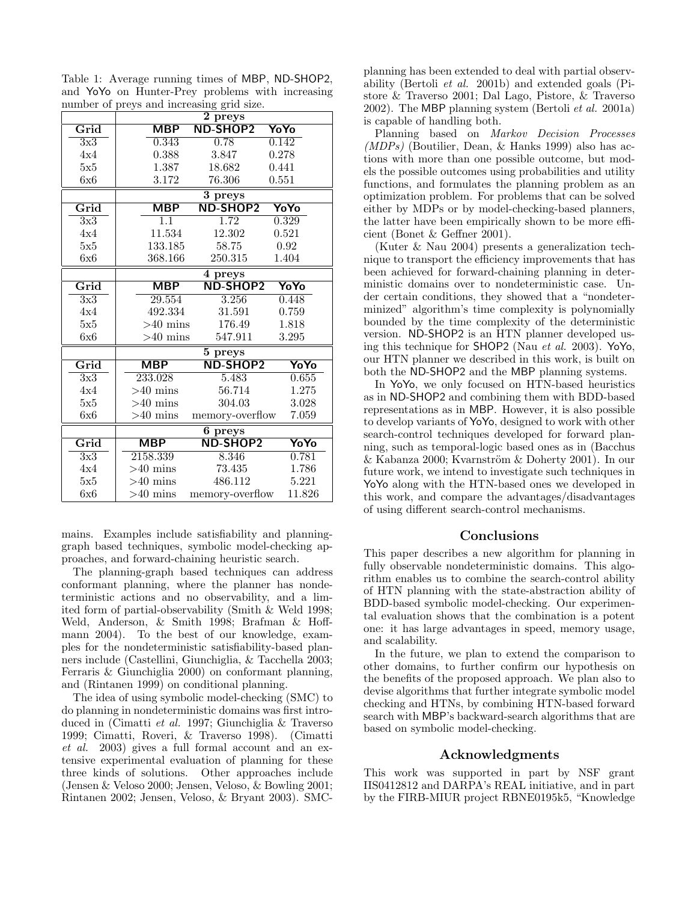Table 1: Average running times of MBP, ND-SHOP2, and YoYo on Hunter-Prey problems with increasing number of preys and increasing grid size.

| Grid | MBP | ND-SHOP2 | YoYo |
|---|---|---|---|
| **2 preys** | | | |
| 3x3 | 0.343 | 0.78 | 0.142 |
| 4x4 | 0.388 | 3.847 | 0.278 |
| 5x5 | 1.387 | 18.682 | 0.441 |
| 6x6 | 3.172 | 76.306 | 0.551 |
| **3 preys** | | | |
| 3x3 | 1.1 | 1.72 | 0.329 |
| 4x4 | 11.534 | 12.302 | 0.521 |
| 5x5 | 133.185 | 58.75 | 0.92 |
| 6x6 | 368.166 | 250.315 | 1.404 |
| **4 preys** | | | |
| 3x3 | 29.554 | 3.256 | 0.448 |
| 4x4 | 492.334 | 31.591 | 0.759 |
| 5x5 | >40 mins | 176.49 | 1.818 |
| 6x6 | >40 mins | 547.911 | 3.295 |
| **5 preys** | | | |
| 3x3 | 233.028 | 5.483 | 0.655 |
| 4x4 | >40 mins | 56.714 | 1.275 |
| 5x5 | >40 mins | 304.03 | 3.028 |
| 6x6 | >40 mins | memory-overflow | 7.059 |
| **6 preys** | | | |
| 3x3 | 2158.339 | 8.346 | 0.781 |
| 4x4 | >40 mins | 73.435 | 1.786 |
| 5x5 | >40 mins | 486.112 | 5.221 |
| 6x6 | >40 mins | memory-overflow | 11.826 |

mains. Examples include satisfiability and planning-graph based techniques, symbolic model-checking approaches, and forward-chaining heuristic search.

The planning-graph based techniques can address conformant planning, where the planner has nondeterministic actions and no observability, and a limited form of partial-observability (Smith & Weld 1998; Weld, Anderson, & Smith 1998; Brafman & Hoffmann 2004). To the best of our knowledge, examples for the nondeterministic satisfiability-based planners include (Castellini, Giunchiglia, & Tacchella 2003; Ferraris & Giunchiglia 2000) on conformant planning, and (Rintanen 1999) on conditional planning.

The idea of using symbolic model-checking (SMC) to do planning in nondeterministic domains was first introduced in (Cimatti *et al.* 1997; Giunchiglia & Traverso 1999; Cimatti, Roveri, & Traverso 1998). (Cimatti *et al.* 2003) gives a full formal account and an extensive experimental evaluation of planning for these three kinds of solutions. Other approaches include (Jensen & Veloso 2000; Jensen, Veloso, & Bowling 2001; Rintanen 2002; Jensen, Veloso, & Bryant 2003). SMC-planning has been extended to deal with partial observability (Bertoli *et al.* 2001b) and extended goals (Pistore & Traverso 2001; Dal Lago, Pistore, & Traverso 2002). The MBP planning system (Bertoli *et al.* 2001a) is capable of handling both.

Planning based on *Markov Decision Processes (MDPs)* (Boutilier, Dean, & Hanks 1999) also has actions with more than one possible outcome, but models the possible outcomes using probabilities and utility functions, and formulates the planning problem as an optimization problem. For problems that can be solved either by MDPs or by model-checking-based planners, the latter have been empirically shown to be more efficient (Bonet & Geffner 2001).

(Kuter & Nau 2004) presents a generalization technique to transport the efficiency improvements that has been achieved for forward-chaining planning in deterministic domains over to nondeterministic case. Under certain conditions, they showed that a "nondeterminized" algorithm's time complexity is polynomially bounded by the time complexity of the deterministic version. ND-SHOP2 is an HTN planner developed using this technique for SHOP2 (Nau *et al.* 2003). YoYo, our HTN planner we described in this work, is built on both the ND-SHOP2 and the MBP planning systems.

In YoYo, we only focused on HTN-based heuristics as in ND-SHOP2 and combining them with BDD-based representations as in MBP. However, it is also possible to develop variants of YoYo, designed to work with other search-control techniques developed for forward planning, such as temporal-logic based ones as in (Bacchus & Kabanza 2000; Kvarnström & Doherty 2001). In our future work, we intend to investigate such techniques in YoYo along with the HTN-based ones we developed in this work, and compare the advantages/disadvantages of using different search-control mechanisms.

## Conclusions

This paper describes a new algorithm for planning in fully observable nondeterministic domains. This algorithm enables us to combine the search-control ability of HTN planning with the state-abstraction ability of BDD-based symbolic model-checking. Our experimental evaluation shows that the combination is a potent one: it has large advantages in speed, memory usage, and scalability.

In the future, we plan to extend the comparison to other domains, to further confirm our hypothesis on the benefits of the proposed approach. We plan also to devise algorithms that further integrate symbolic model checking and HTNs, by combining HTN-based forward search with MBP's backward-search algorithms that are based on symbolic model-checking.

## Acknowledgments

This work was supported in part by NSF grant IIS0412812 and DARPA's REAL initiative, and in part by the FIRB-MIUR project RBNE0195k5, "Knowledge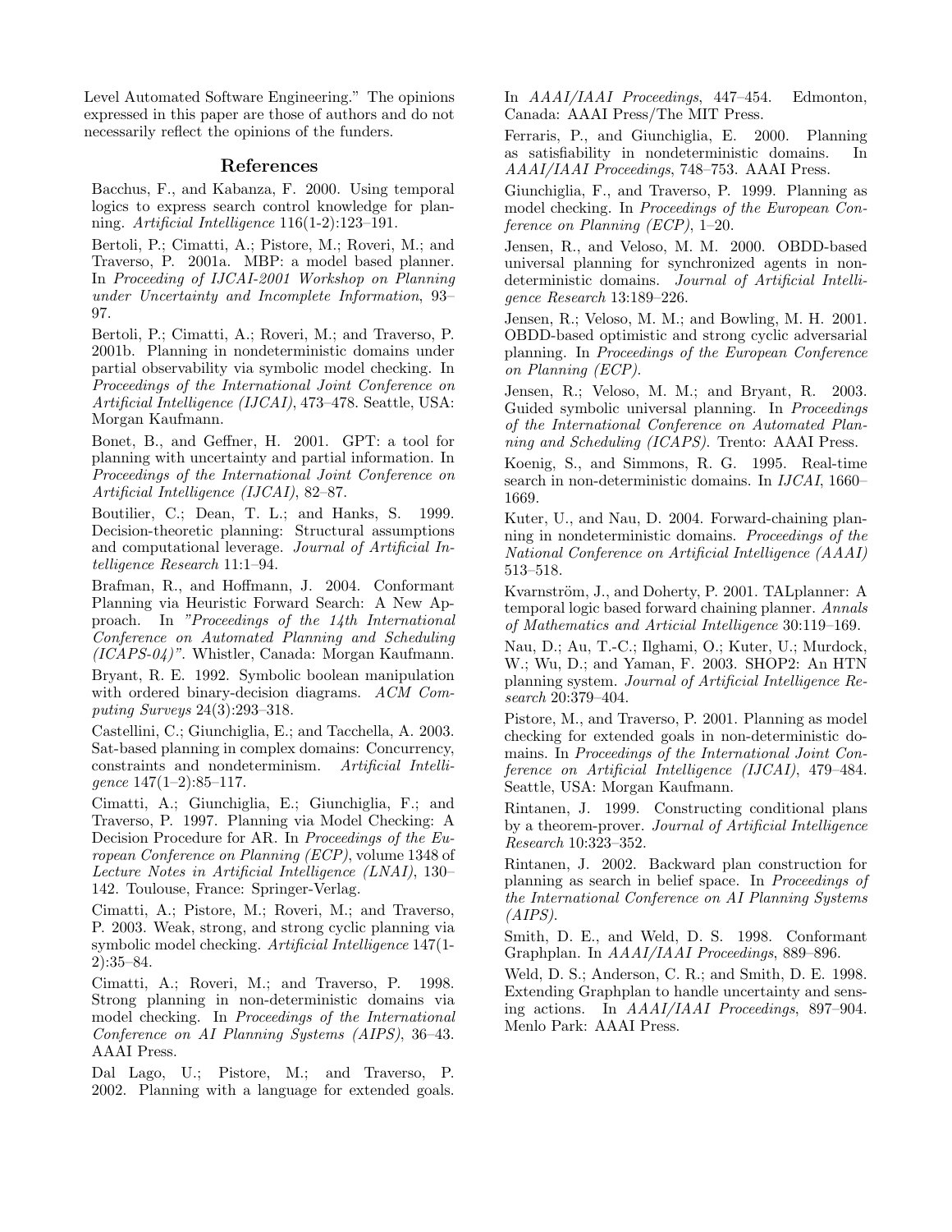Level Automated Software Engineering." The opinions expressed in this paper are those of authors and do not necessarily reflect the opinions of the funders.

## References

Bacchus, F., and Kabanza, F. 2000. Using temporal logics to express search control knowledge for planning. *Artificial Intelligence* 116(1-2):123–191.

Bertoli, P.; Cimatti, A.; Pistore, M.; Roveri, M.; and Traverso, P. 2001a. MBP: a model based planner. In *Proceeding of IJCAI-2001 Workshop on Planning under Uncertainty and Incomplete Information*, 93–97.

Bertoli, P.; Cimatti, A.; Roveri, M.; and Traverso, P. 2001b. Planning in nondeterministic domains under partial observability via symbolic model checking. In *Proceedings of the International Joint Conference on Artificial Intelligence (IJCAI)*, 473–478. Seattle, USA: Morgan Kaufmann.

Bonet, B., and Geffner, H. 2001. GPT: a tool for planning with uncertainty and partial information. In *Proceedings of the International Joint Conference on Artificial Intelligence (IJCAI)*, 82–87.

Boutilier, C.; Dean, T. L.; and Hanks, S. 1999. Decision-theoretic planning: Structural assumptions and computational leverage. *Journal of Artificial Intelligence Research* 11:1–94.

Brafman, R., and Hoffmann, J. 2004. Conformant Planning via Heuristic Forward Search: A New Approach. In *"Proceedings of the 14th International Conference on Automated Planning and Scheduling (ICAPS-04)"*. Whistler, Canada: Morgan Kaufmann.

Bryant, R. E. 1992. Symbolic boolean manipulation with ordered binary-decision diagrams. *ACM Computing Surveys* 24(3):293–318.

Castellini, C.; Giunchiglia, E.; and Tacchella, A. 2003. Sat-based planning in complex domains: Concurrency, constraints and nondeterminism. *Artificial Intelligence* 147(1–2):85–117.

Cimatti, A.; Giunchiglia, E.; Giunchiglia, F.; and Traverso, P. 1997. Planning via Model Checking: A Decision Procedure for AR. In *Proceedings of the European Conference on Planning (ECP)*, volume 1348 of *Lecture Notes in Artificial Intelligence (LNAI)*, 130–142. Toulouse, France: Springer-Verlag.

Cimatti, A.; Pistore, M.; Roveri, M.; and Traverso, P. 2003. Weak, strong, and strong cyclic planning via symbolic model checking. *Artificial Intelligence* 147(1-2):35–84.

Cimatti, A.; Roveri, M.; and Traverso, P. 1998. Strong planning in non-deterministic domains via model checking. In *Proceedings of the International Conference on AI Planning Systems (AIPS)*, 36–43. AAAI Press.

Dal Lago, U.; Pistore, M.; and Traverso, P. 2002. Planning with a language for extended goals. In *AAAI/IAAI Proceedings*, 447–454. Edmonton, Canada: AAAI Press/The MIT Press.

Ferraris, P., and Giunchiglia, E. 2000. Planning as satisfiability in nondeterministic domains. In *AAAI/IAAI Proceedings*, 748–753. AAAI Press.

Giunchiglia, F., and Traverso, P. 1999. Planning as model checking. In *Proceedings of the European Conference on Planning (ECP)*, 1–20.

Jensen, R., and Veloso, M. M. 2000. OBDD-based universal planning for synchronized agents in non-deterministic domains. *Journal of Artificial Intelligence Research* 13:189–226.

Jensen, R.; Veloso, M. M.; and Bowling, M. H. 2001. OBDD-based optimistic and strong cyclic adversarial planning. In *Proceedings of the European Conference on Planning (ECP)*.

Jensen, R.; Veloso, M. M.; and Bryant, R. 2003. Guided symbolic universal planning. In *Proceedings of the International Conference on Automated Planning and Scheduling (ICAPS)*. Trento: AAAI Press.

Koenig, S., and Simmons, R. G. 1995. Real-time search in non-deterministic domains. In *IJCAI*, 1660–1669.

Kuter, U., and Nau, D. 2004. Forward-chaining planning in nondeterministic domains. *Proceedings of the National Conference on Artificial Intelligence (AAAI)* 513–518.

Kvarnström, J., and Doherty, P. 2001. TALplanner: A temporal logic based forward chaining planner. *Annals of Mathematics and Articial Intelligence* 30:119–169.

Nau, D.; Au, T.-C.; Ilghami, O.; Kuter, U.; Murdock, W.; Wu, D.; and Yaman, F. 2003. SHOP2: An HTN planning system. *Journal of Artificial Intelligence Research* 20:379–404.

Pistore, M., and Traverso, P. 2001. Planning as model checking for extended goals in non-deterministic domains. In *Proceedings of the International Joint Conference on Artificial Intelligence (IJCAI)*, 479–484. Seattle, USA: Morgan Kaufmann.

Rintanen, J. 1999. Constructing conditional plans by a theorem-prover. *Journal of Artificial Intelligence Research* 10:323–352.

Rintanen, J. 2002. Backward plan construction for planning as search in belief space. In *Proceedings of the International Conference on AI Planning Systems (AIPS)*.

Smith, D. E., and Weld, D. S. 1998. Conformant Graphplan. In *AAAI/IAAI Proceedings*, 889–896.

Weld, D. S.; Anderson, C. R.; and Smith, D. E. 1998. Extending Graphplan to handle uncertainty and sensing actions. In *AAAI/IAAI Proceedings*, 897–904. Menlo Park: AAAI Press.